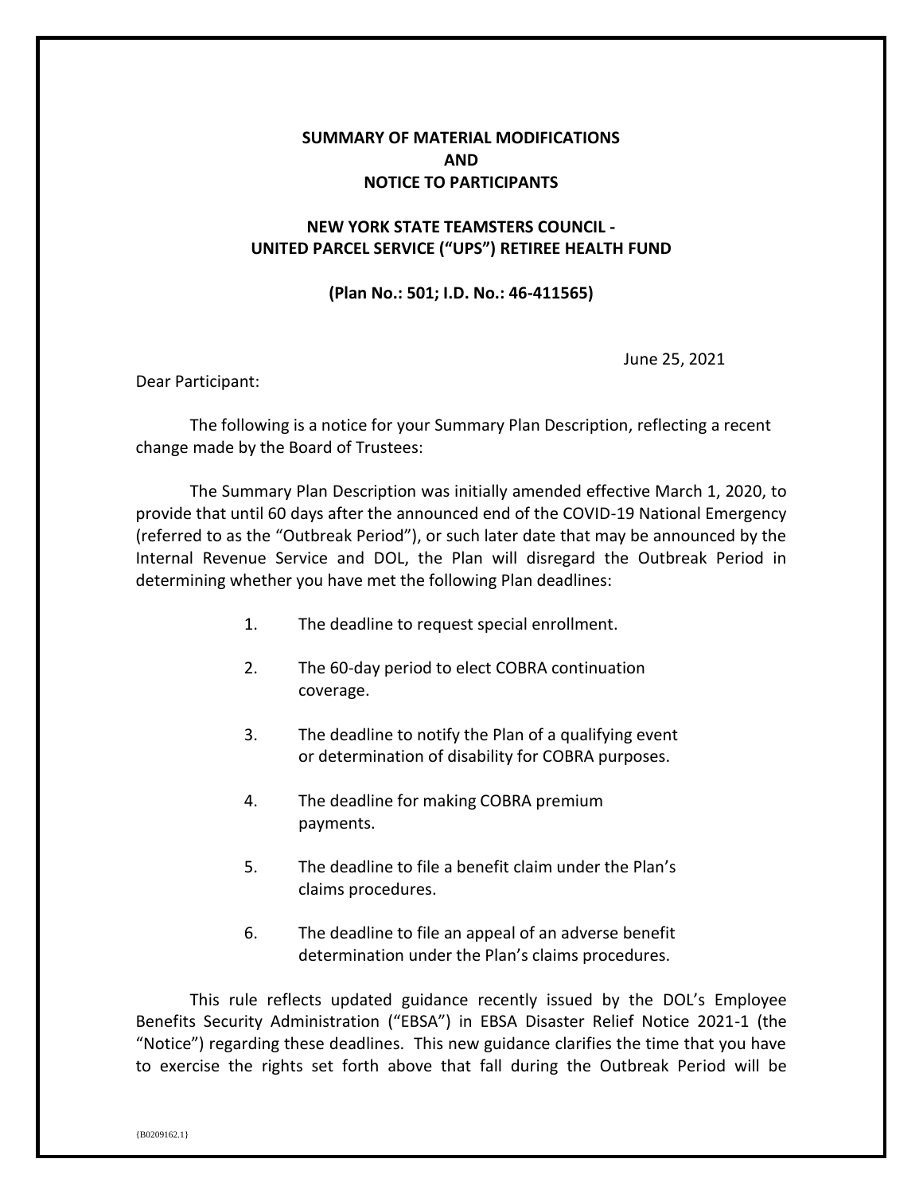**SUMMARY OF MATERIAL MODIFICATIONS**
**AND**
**NOTICE TO PARTICIPANTS**

**NEW YORK STATE TEAMSTERS COUNCIL -**
**UNITED PARCEL SERVICE ("UPS") RETIREE HEALTH FUND**

**(Plan No.: 501; I.D. No.: 46-411565)**

June 25, 2021

Dear Participant:

The following is a notice for your Summary Plan Description, reflecting a recent change made by the Board of Trustees:

The Summary Plan Description was initially amended effective March 1, 2020, to provide that until 60 days after the announced end of the COVID-19 National Emergency (referred to as the "Outbreak Period"), or such later date that may be announced by the Internal Revenue Service and DOL, the Plan will disregard the Outbreak Period in determining whether you have met the following Plan deadlines:

1. The deadline to request special enrollment.
2. The 60-day period to elect COBRA continuation coverage.
3. The deadline to notify the Plan of a qualifying event or determination of disability for COBRA purposes.
4. The deadline for making COBRA premium payments.
5. The deadline to file a benefit claim under the Plan's claims procedures.
6. The deadline to file an appeal of an adverse benefit determination under the Plan's claims procedures.

This rule reflects updated guidance recently issued by the DOL's Employee Benefits Security Administration ("EBSA") in EBSA Disaster Relief Notice 2021-1 (the "Notice") regarding these deadlines. This new guidance clarifies the time that you have to exercise the rights set forth above that fall during the Outbreak Period will be

{B0209162.1}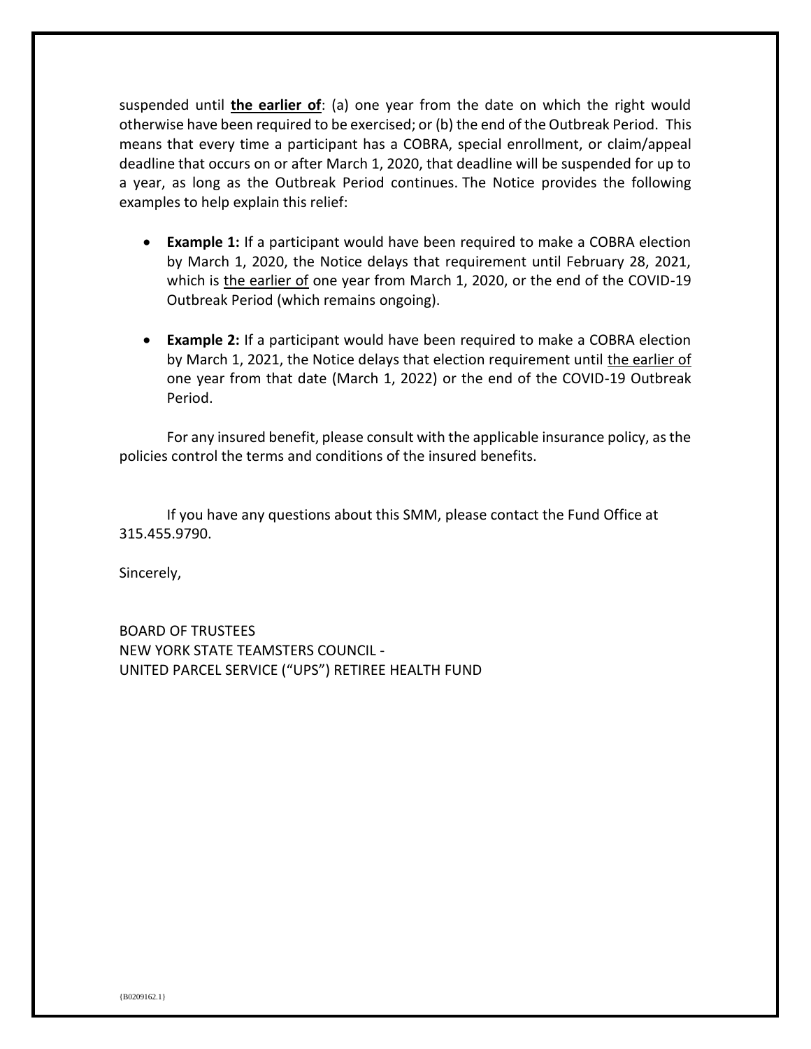suspended until **<u>the earlier of</u>**: (a) one year from the date on which the right would otherwise have been required to be exercised; or (b) the end of the Outbreak Period. This means that every time a participant has a COBRA, special enrollment, or claim/appeal deadline that occurs on or after March 1, 2020, that deadline will be suspended for up to a year, as long as the Outbreak Period continues. The Notice provides the following examples to help explain this relief:

- **Example 1:** If a participant would have been required to make a COBRA election by March 1, 2020, the Notice delays that requirement until February 28, 2021, which is <u>the earlier of</u> one year from March 1, 2020, or the end of the COVID-19 Outbreak Period (which remains ongoing).

- **Example 2:** If a participant would have been required to make a COBRA election by March 1, 2021, the Notice delays that election requirement until <u>the earlier of</u> one year from that date (March 1, 2022) or the end of the COVID-19 Outbreak Period.

For any insured benefit, please consult with the applicable insurance policy, as the policies control the terms and conditions of the insured benefits.

If you have any questions about this SMM, please contact the Fund Office at 315.455.9790.

Sincerely,

BOARD OF TRUSTEES
NEW YORK STATE TEAMSTERS COUNCIL -
UNITED PARCEL SERVICE ("UPS") RETIREE HEALTH FUND

{B0209162.1}